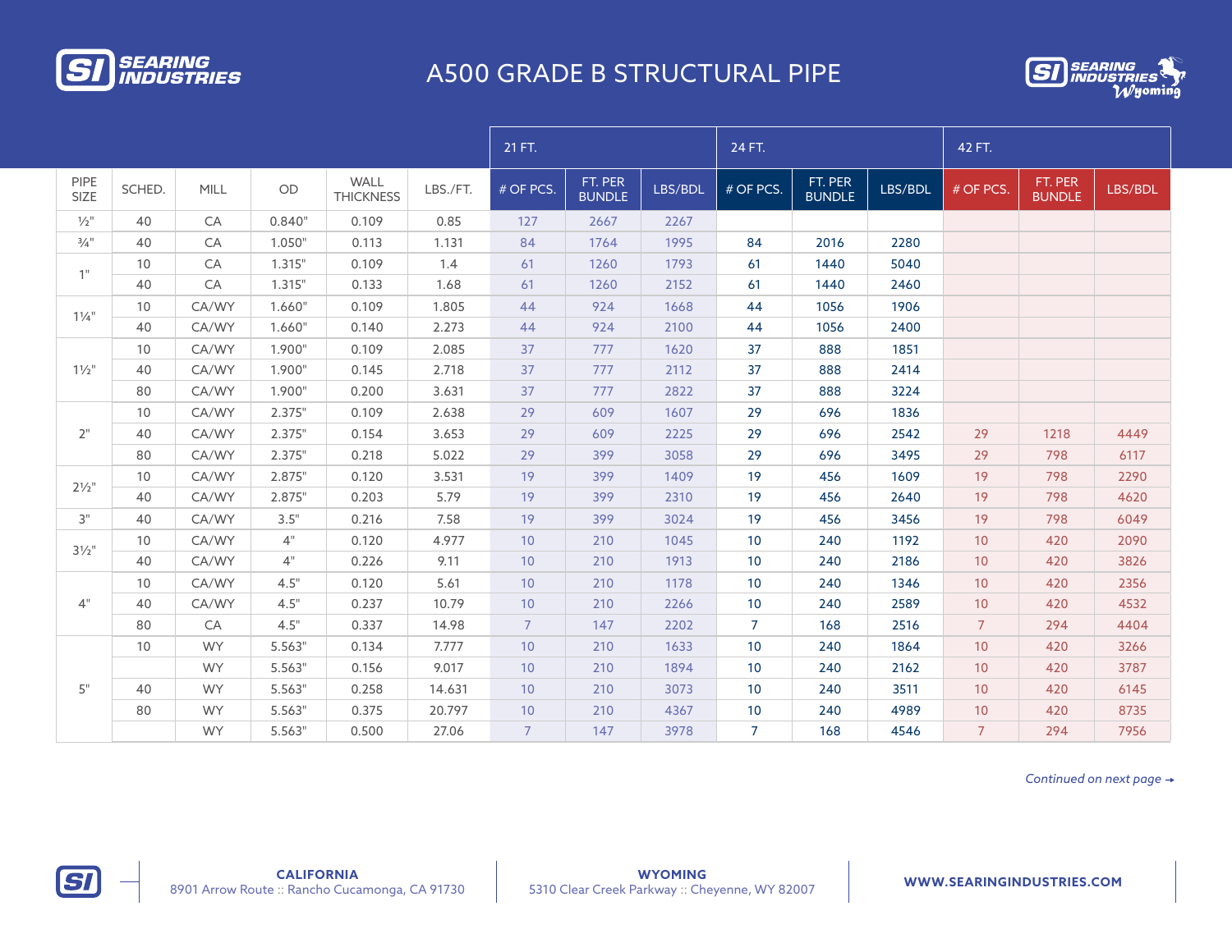# A500 GRADE B STRUCTURAL PIPE

SEARING INDUSTRIES

| PIPE SIZE | SCHED. | MILL | OD | WALL THICKNESS | LBS./FT. | 21 FT. | | | 24 FT. | | | 42 FT. | | |
|---|---|---|---|---|---|---|---|---|---|---|---|---|---|---|
| | | | | | | # OF PCS. | FT. PER BUNDLE | LBS/BDL | # OF PCS. | FT. PER BUNDLE | LBS/BDL | # OF PCS. | FT. PER BUNDLE | LBS/BDL |
| ½" | 40 | CA | 0.840" | 0.109 | 0.85 | 127 | 2667 | 2267 | | | | | | |
| ¾" | 40 | CA | 1.050" | 0.113 | 1.131 | 84 | 1764 | 1995 | 84 | 2016 | 2280 | | | |
| 1" | 10 | CA | 1.315" | 0.109 | 1.4 | 61 | 1260 | 1793 | 61 | 1440 | 5040 | | | |
| | 40 | CA | 1.315" | 0.133 | 1.68 | 61 | 1260 | 2152 | 61 | 1440 | 2460 | | | |
| 1¼" | 10 | CA/WY | 1.660" | 0.109 | 1.805 | 44 | 924 | 1668 | 44 | 1056 | 1906 | | | |
| | 40 | CA/WY | 1.660" | 0.140 | 2.273 | 44 | 924 | 2100 | 44 | 1056 | 2400 | | | |
| 1½" | 10 | CA/WY | 1.900" | 0.109 | 2.085 | 37 | 777 | 1620 | 37 | 888 | 1851 | | | |
| | 40 | CA/WY | 1.900" | 0.145 | 2.718 | 37 | 777 | 2112 | 37 | 888 | 2414 | | | |
| | 80 | CA/WY | 1.900" | 0.200 | 3.631 | 37 | 777 | 2822 | 37 | 888 | 3224 | | | |
| 2" | 10 | CA/WY | 2.375" | 0.109 | 2.638 | 29 | 609 | 1607 | 29 | 696 | 1836 | | | |
| | 40 | CA/WY | 2.375" | 0.154 | 3.653 | 29 | 609 | 2225 | 29 | 696 | 2542 | 29 | 1218 | 4449 |
| | 80 | CA/WY | 2.375" | 0.218 | 5.022 | 29 | 399 | 3058 | 29 | 696 | 3495 | 29 | 798 | 6117 |
| 2½" | 10 | CA/WY | 2.875" | 0.120 | 3.531 | 19 | 399 | 1409 | 19 | 456 | 1609 | 19 | 798 | 2290 |
| | 40 | CA/WY | 2.875" | 0.203 | 5.79 | 19 | 399 | 2310 | 19 | 456 | 2640 | 19 | 798 | 4620 |
| 3" | 40 | CA/WY | 3.5" | 0.216 | 7.58 | 19 | 399 | 3024 | 19 | 456 | 3456 | 19 | 798 | 6049 |
| 3½" | 10 | CA/WY | 4" | 0.120 | 4.977 | 10 | 210 | 1045 | 10 | 240 | 1192 | 10 | 420 | 2090 |
| | 40 | CA/WY | 4" | 0.226 | 9.11 | 10 | 210 | 1913 | 10 | 240 | 2186 | 10 | 420 | 3826 |
| 4" | 10 | CA/WY | 4.5" | 0.120 | 5.61 | 10 | 210 | 1178 | 10 | 240 | 1346 | 10 | 420 | 2356 |
| | 40 | CA/WY | 4.5" | 0.237 | 10.79 | 10 | 210 | 2266 | 10 | 240 | 2589 | 10 | 420 | 4532 |
| | 80 | CA | 4.5" | 0.337 | 14.98 | 7 | 147 | 2202 | 7 | 168 | 2516 | 7 | 294 | 4404 |
| 5" | 10 | WY | 5.563" | 0.134 | 7.777 | 10 | 210 | 1633 | 10 | 240 | 1864 | 10 | 420 | 3266 |
| | | WY | 5.563" | 0.156 | 9.017 | 10 | 210 | 1894 | 10 | 240 | 2162 | 10 | 420 | 3787 |
| | 40 | WY | 5.563" | 0.258 | 14.631 | 10 | 210 | 3073 | 10 | 240 | 3511 | 10 | 420 | 6145 |
| | 80 | WY | 5.563" | 0.375 | 20.797 | 10 | 210 | 4367 | 10 | 240 | 4989 | 10 | 420 | 8735 |
| | | WY | 5.563" | 0.500 | 27.06 | 7 | 147 | 3978 | 7 | 168 | 4546 | 7 | 294 | 7956 |

*Continued on next page →*

**CALIFORNIA**
8901 Arrow Route :: Rancho Cucamonga, CA 91730

**WYOMING**
5310 Clear Creek Parkway :: Cheyenne, WY 82007

**WWW.SEARINGINDUSTRIES.COM**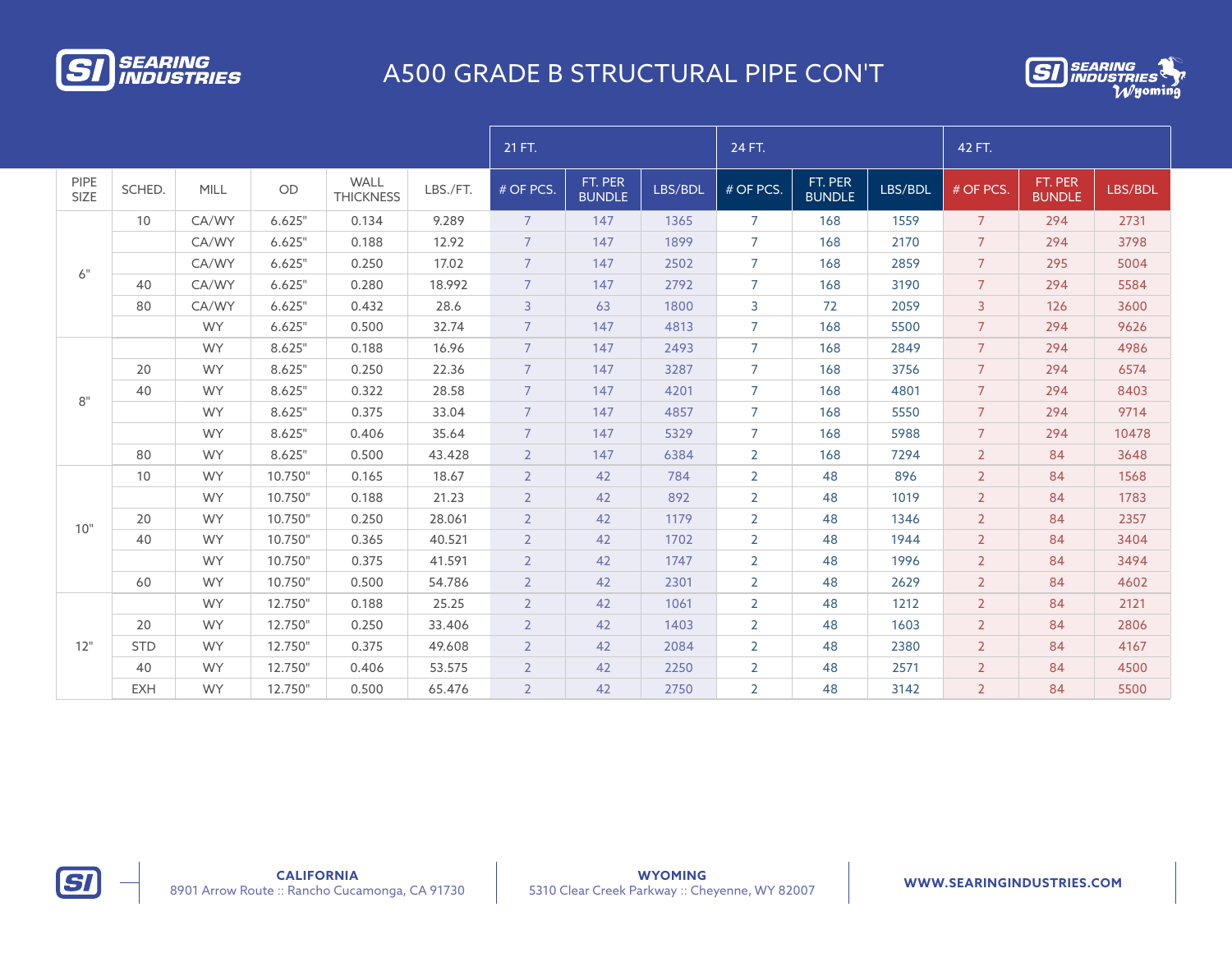# A500 GRADE B STRUCTURAL PIPE CON'T

| PIPE SIZE | SCHED. | MILL | OD | WALL THICKNESS | LBS./FT. | 21 FT. # OF PCS. | 21 FT. FT. PER BUNDLE | 21 FT. LBS/BDL | 24 FT. # OF PCS. | 24 FT. FT. PER BUNDLE | 24 FT. LBS/BDL | 42 FT. # OF PCS. | 42 FT. FT. PER BUNDLE | 42 FT. LBS/BDL |
|---|---|---|---|---|---|---|---|---|---|---|---|---|---|---|
| 6" | 10 | CA/WY | 6.625" | 0.134 | 9.289 | 7 | 147 | 1365 | 7 | 168 | 1559 | 7 | 294 | 2731 |
| | | CA/WY | 6.625" | 0.188 | 12.92 | 7 | 147 | 1899 | 7 | 168 | 2170 | 7 | 294 | 3798 |
| | | CA/WY | 6.625" | 0.250 | 17.02 | 7 | 147 | 2502 | 7 | 168 | 2859 | 7 | 295 | 5004 |
| | 40 | CA/WY | 6.625" | 0.280 | 18.992 | 7 | 147 | 2792 | 7 | 168 | 3190 | 7 | 294 | 5584 |
| | 80 | CA/WY | 6.625" | 0.432 | 28.6 | 3 | 63 | 1800 | 3 | 72 | 2059 | 3 | 126 | 3600 |
| | | WY | 6.625" | 0.500 | 32.74 | 7 | 147 | 4813 | 7 | 168 | 5500 | 7 | 294 | 9626 |
| 8" | | WY | 8.625" | 0.188 | 16.96 | 7 | 147 | 2493 | 7 | 168 | 2849 | 7 | 294 | 4986 |
| | 20 | WY | 8.625" | 0.250 | 22.36 | 7 | 147 | 3287 | 7 | 168 | 3756 | 7 | 294 | 6574 |
| | 40 | WY | 8.625" | 0.322 | 28.58 | 7 | 147 | 4201 | 7 | 168 | 4801 | 7 | 294 | 8403 |
| | | WY | 8.625" | 0.375 | 33.04 | 7 | 147 | 4857 | 7 | 168 | 5550 | 7 | 294 | 9714 |
| | | WY | 8.625" | 0.406 | 35.64 | 7 | 147 | 5329 | 7 | 168 | 5988 | 7 | 294 | 10478 |
| | 80 | WY | 8.625" | 0.500 | 43.428 | 2 | 147 | 6384 | 2 | 168 | 7294 | 2 | 84 | 3648 |
| 10" | 10 | WY | 10.750" | 0.165 | 18.67 | 2 | 42 | 784 | 2 | 48 | 896 | 2 | 84 | 1568 |
| | | WY | 10.750" | 0.188 | 21.23 | 2 | 42 | 892 | 2 | 48 | 1019 | 2 | 84 | 1783 |
| | 20 | WY | 10.750" | 0.250 | 28.061 | 2 | 42 | 1179 | 2 | 48 | 1346 | 2 | 84 | 2357 |
| | 40 | WY | 10.750" | 0.365 | 40.521 | 2 | 42 | 1702 | 2 | 48 | 1944 | 2 | 84 | 3404 |
| | | WY | 10.750" | 0.375 | 41.591 | 2 | 42 | 1747 | 2 | 48 | 1996 | 2 | 84 | 3494 |
| | 60 | WY | 10.750" | 0.500 | 54.786 | 2 | 42 | 2301 | 2 | 48 | 2629 | 2 | 84 | 4602 |
| 12" | | WY | 12.750" | 0.188 | 25.25 | 2 | 42 | 1061 | 2 | 48 | 1212 | 2 | 84 | 2121 |
| | 20 | WY | 12.750" | 0.250 | 33.406 | 2 | 42 | 1403 | 2 | 48 | 1603 | 2 | 84 | 2806 |
| | STD | WY | 12.750" | 0.375 | 49.608 | 2 | 42 | 2084 | 2 | 48 | 2380 | 2 | 84 | 4167 |
| | 40 | WY | 12.750" | 0.406 | 53.575 | 2 | 42 | 2250 | 2 | 48 | 2571 | 2 | 84 | 4500 |
| | EXH | WY | 12.750" | 0.500 | 65.476 | 2 | 42 | 2750 | 2 | 48 | 3142 | 2 | 84 | 5500 |

**CALIFORNIA**
8901 Arrow Route :: Rancho Cucamonga, CA 91730

**WYOMING**
5310 Clear Creek Parkway :: Cheyenne, WY 82007

**WWW.SEARINGINDUSTRIES.COM**